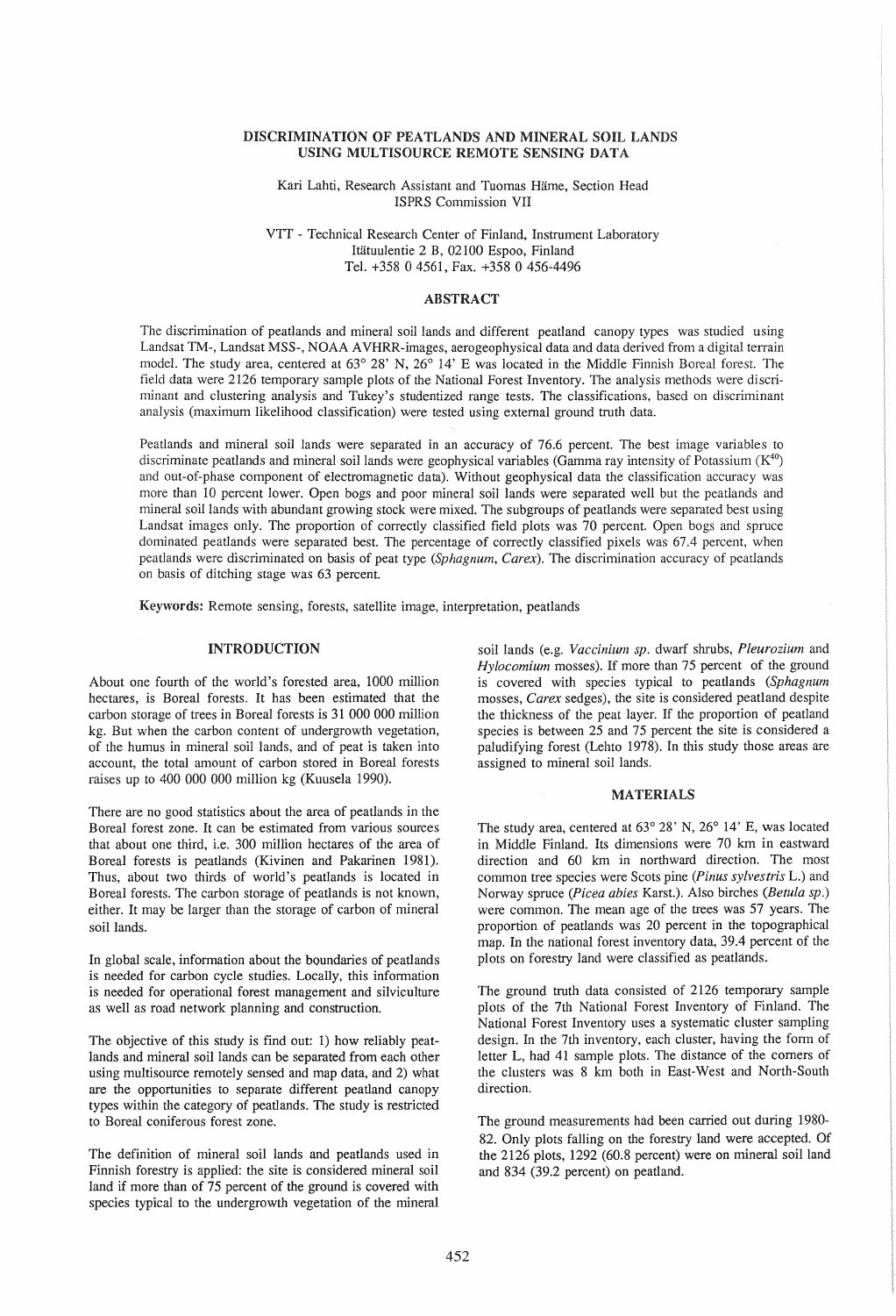# DISCRIMINATION OF PEATLANDS AND MINERAL SOIL LANDS USING MULTISOURCE REMOTE SENSING DATA

Kari Lahti, Research Assistant and Tuomas Häme, Section Head
ISPRS Commission VII

VTT - Technical Research Center of Finland, Instrument Laboratory
Itätuulentie 2 B, 02100 Espoo, Finland
Tel. +358 0 4561, Fax. +358 0 456-4496

## ABSTRACT

The discrimination of peatlands and mineral soil lands and different peatland canopy types was studied using Landsat TM-, Landsat MSS-, NOAA AVHRR-images, aerogeophysical data and data derived from a digital terrain model. The study area, centered at 63° 28' N, 26° 14' E was located in the Middle Finnish Boreal forest. The field data were 2126 temporary sample plots of the National Forest Inventory. The analysis methods were discriminant and clustering analysis and Tukey's studentized range tests. The classifications, based on discriminant analysis (maximum likelihood classification) were tested using external ground truth data.

Peatlands and mineral soil lands were separated in an accuracy of 76.6 percent. The best image variables to discriminate peatlands and mineral soil lands were geophysical variables (Gamma ray intensity of Potassium ($K^{40}$) and out-of-phase component of electromagnetic data). Without geophysical data the classification accuracy was more than 10 percent lower. Open bogs and poor mineral soil lands were separated well but the peatlands and mineral soil lands with abundant growing stock were mixed. The subgroups of peatlands were separated best using Landsat images only. The proportion of correctly classified field plots was 70 percent. Open bogs and spruce dominated peatlands were separated best. The percentage of correctly classified pixels was 67.4 percent, when peatlands were discriminated on basis of peat type (*Sphagnum*, *Carex*). The discrimination accuracy of peatlands on basis of ditching stage was 63 percent.

**Keywords:** Remote sensing, forests, satellite image, interpretation, peatlands

## INTRODUCTION

About one fourth of the world's forested area, 1000 million hectares, is Boreal forests. It has been estimated that the carbon storage of trees in Boreal forests is 31 000 000 million kg. But when the carbon content of undergrowth vegetation, of the humus in mineral soil lands, and of peat is taken into account, the total amount of carbon stored in Boreal forests raises up to 400 000 000 million kg (Kuusela 1990).

There are no good statistics about the area of peatlands in the Boreal forest zone. It can be estimated from various sources that about one third, i.e. 300 million hectares of the area of Boreal forests is peatlands (Kivinen and Pakarinen 1981). Thus, about two thirds of world's peatlands is located in Boreal forests. The carbon storage of peatlands is not known, either. It may be larger than the storage of carbon of mineral soil lands.

In global scale, information about the boundaries of peatlands is needed for carbon cycle studies. Locally, this information is needed for operational forest management and silviculture as well as road network planning and construction.

The objective of this study is find out: 1) how reliably peatlands and mineral soil lands can be separated from each other using multisource remotely sensed and map data, and 2) what are the opportunities to separate different peatland canopy types within the category of peatlands. The study is restricted to Boreal coniferous forest zone.

The definition of mineral soil lands and peatlands used in Finnish forestry is applied: the site is considered mineral soil land if more than of 75 percent of the ground is covered with species typical to the undergrowth vegetation of the mineral soil lands (e.g. *Vaccinium sp.* dwarf shrubs, *Pleurozium* and *Hylocomium* mosses). If more than 75 percent of the ground is covered with species typical to peatlands (*Sphagnum* mosses, *Carex* sedges), the site is considered peatland despite the thickness of the peat layer. If the proportion of peatland species is between 25 and 75 percent the site is considered a paludifying forest (Lehto 1978). In this study those areas are assigned to mineral soil lands.

## MATERIALS

The study area, centered at 63° 28' N, 26° 14' E, was located in Middle Finland. Its dimensions were 70 km in eastward direction and 60 km in northward direction. The most common tree species were Scots pine (*Pinus sylvestris* L.) and Norway spruce (*Picea abies* Karst.). Also birches (*Betula sp.*) were common. The mean age of the trees was 57 years. The proportion of peatlands was 20 percent in the topographical map. In the national forest inventory data, 39.4 percent of the plots on forestry land were classified as peatlands.

The ground truth data consisted of 2126 temporary sample plots of the 7th National Forest Inventory of Finland. The National Forest Inventory uses a systematic cluster sampling design. In the 7th inventory, each cluster, having the form of letter L, had 41 sample plots. The distance of the corners of the clusters was 8 km both in East-West and North-South direction.

The ground measurements had been carried out during 1980-82. Only plots falling on the forestry land were accepted. Of the 2126 plots, 1292 (60.8 percent) were on mineral soil land and 834 (39.2 percent) on peatland.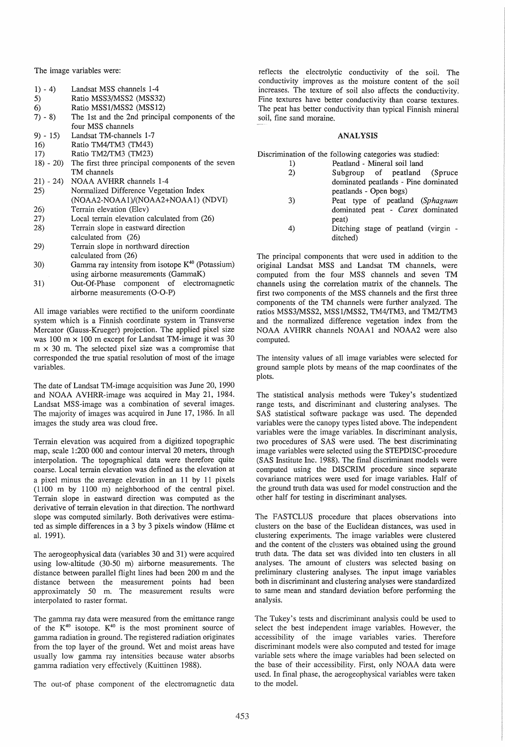The image variables were:

| | |
|---|---|
| 1) - 4) | Landsat MSS channels 1-4 |
| 5) | Ratio MSS3/MSS2 (MSS32) |
| 6) | Ratio MSS1/MSS2 (MSS12) |
| 7) - 8) | The 1st and the 2nd principal components of the four MSS channels |
| 9) - 15) | Landsat TM-channels 1-7 |
| 16) | Ratio TM4/TM3 (TM43) |
| 17) | Ratio TM2/TM3 (TM23) |
| 18) - 20) | The first three principal components of the seven TM channels |
| 21) - 24) | NOAA AVHRR channels 1-4 |
| 25) | Normalized Difference Vegetation Index (NOAA2-NOAA1)/(NOAA2+NOAA1) (NDVI) |
| 26) | Terrain elevation (Elev) |
| 27) | Local terrain elevation calculated from (26) |
| 28) | Terrain slope in eastward direction calculated from (26) |
| 29) | Terrain slope in northward direction calculated from (26) |
| 30) | Gamma ray intensity from isotope $K^{40}$ (Potassium) using airborne measurements (GammaK) |
| 31) | Out-Of-Phase component of electromagnetic airborne measurements (O-O-P) |

All image variables were rectified to the uniform coordinate system which is a Finnish coordinate system in Transverse Mercator (Gauss-Krueger) projection. The applied pixel size was 100 m × 100 m except for Landsat TM-image it was 30 m × 30 m. The selected pixel size was a compromise that corresponded the true spatial resolution of most of the image variables.

The date of Landsat TM-image acquisition was June 20, 1990 and NOAA AVHRR-image was acquired in May 21, 1984. Landsat MSS-image was a combination of several images. The majority of images was acquired in June 17, 1986. In all images the study area was cloud free.

Terrain elevation was acquired from a digitized topographic map, scale 1:200 000 and contour interval 20 meters, through interpolation. The topographical data were therefore quite coarse. Local terrain elevation was defined as the elevation at a pixel minus the average elevation in an 11 by 11 pixels (1100 m by 1100 m) neighborhood of the central pixel. Terrain slope in eastward direction was computed as the derivative of terrain elevation in that direction. The northward slope was computed similarly. Both derivatives were estimated as simple differences in a 3 by 3 pixels window (Häme et al. 1991).

The aerogeophysical data (variables 30 and 31) were acquired using low-altitude (30-50 m) airborne measurements. The distance between parallel flight lines had been 200 m and the distance between the measurement points had been approximately 50 m. The measurement results were interpolated to raster format.

The gamma ray data were measured from the emittance range of the $K^{40}$ isotope. $K^{40}$ is the most prominent source of gamma radiation in ground. The registered radiation originates from the top layer of the ground. Wet and moist areas have usually low gamma ray intensities because water absorbs gamma radiation very effectively (Kuittinen 1988).

The out-of phase component of the electromagnetic data reflects the electrolytic conductivity of the soil. The conductivity improves as the moisture content of the soil increases. The texture of soil also affects the conductivity. Fine textures have better conductivity than coarse textures. The peat has better conductivity than typical Finnish mineral soil, fine sand moraine.

## ANALYSIS

Discrimination of the following categories was studied:

1) Peatland - Mineral soil land
2) Subgroup of peatland (Spruce dominated peatlands - Pine dominated peatlands - Open bogs)
3) Peat type of peatland (*Sphagnum* dominated peat - *Carex* dominated peat)
4) Ditching stage of peatland (virgin - ditched)

The principal components that were used in addition to the original Landsat MSS and Landsat TM channels, were computed from the four MSS channels and seven TM channels using the correlation matrix of the channels. The first two components of the MSS channels and the first three components of the TM channels were further analyzed. The ratios MSS3/MSS2, MSS1/MSS2, TM4/TM3, and TM2/TM3 and the normalized difference vegetation index from the NOAA AVHRR channels NOAA1 and NOAA2 were also computed.

The intensity values of all image variables were selected for ground sample plots by means of the map coordinates of the plots.

The statistical analysis methods were Tukey's studentized range tests, and discriminant and clustering analyses. The SAS statistical software package was used. The depended variables were the canopy types listed above. The independent variables were the image variables. In discriminant analysis, two procedures of SAS were used. The best discriminating image variables were selected using the STEPDISC-procedure (SAS Institute Inc. 1988). The final discriminant models were computed using the DISCRIM procedure since separate covariance matrices were used for image variables. Half of the ground truth data was used for model construction and the other half for testing in discriminant analyses.

The FASTCLUS procedure that places observations into clusters on the base of the Euclidean distances, was used in clustering experiments. The image variables were clustered and the content of the clusters was obtained using the ground truth data. The data set was divided into ten clusters in all analyses. The amount of clusters was selected basing on preliminary clustering analyses. The input image variables both in discriminant and clustering analyses were standardized to same mean and standard deviation before performing the analysis.

The Tukey's tests and discriminant analysis could be used to select the best independent image variables. However, the accessibility of the image variables varies. Therefore discriminant models were also computed and tested for image variable sets where the image variables had been selected on the base of their accessibility. First, only NOAA data were used. In final phase, the aerogeophysical variables were taken to the model.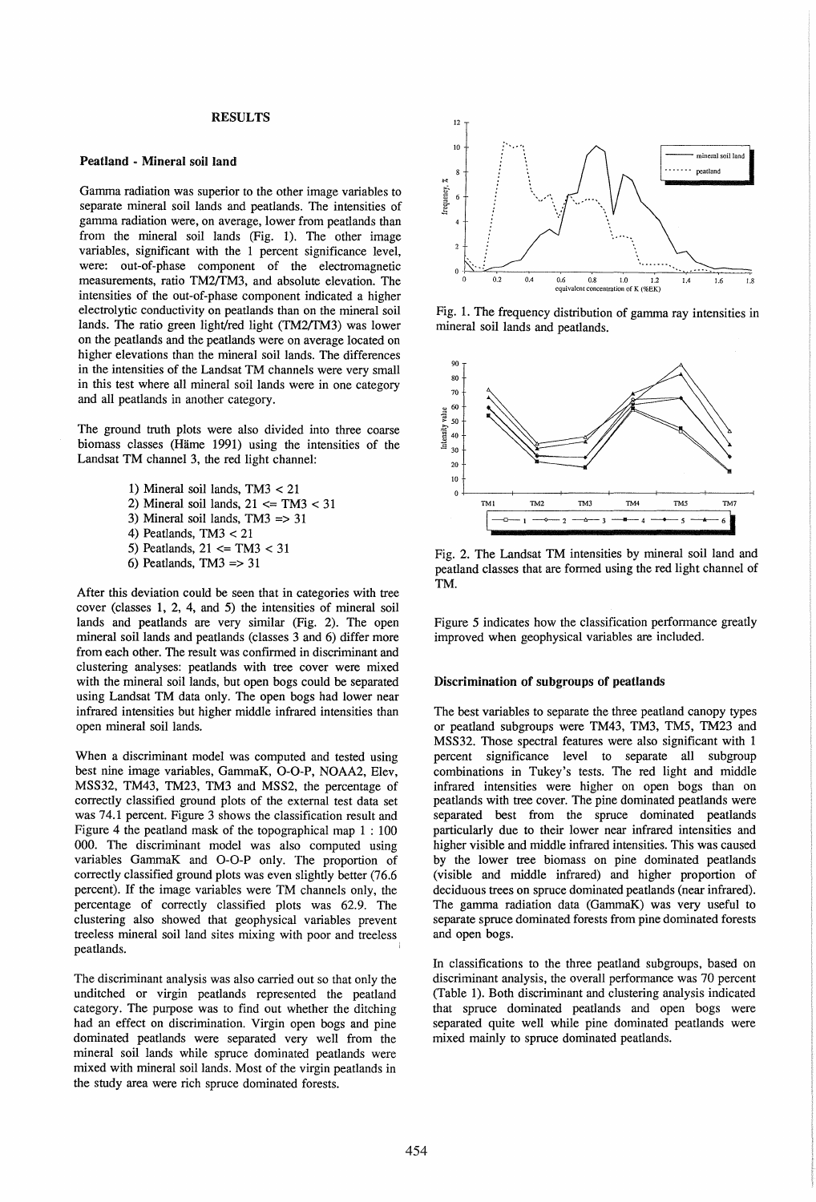## RESULTS

### Peatland - Mineral soil land

Gamma radiation was superior to the other image variables to separate mineral soil lands and peatlands. The intensities of gamma radiation were, on average, lower from peatlands than from the mineral soil lands (Fig. 1). The other image variables, significant with the 1 percent significance level, were: out-of-phase component of the electromagnetic measurements, ratio TM2/TM3, and absolute elevation. The intensities of the out-of-phase component indicated a higher electrolytic conductivity on peatlands than on the mineral soil lands. The ratio green light/red light (TM2/TM3) was lower on the peatlands and the peatlands were on average located on higher elevations than the mineral soil lands. The differences in the intensities of the Landsat TM channels were very small in this test where all mineral soil lands were in one category and all peatlands in another category.

The ground truth plots were also divided into three coarse biomass classes (Häme 1991) using the intensities of the Landsat TM channel 3, the red light channel:

1) Mineral soil lands, TM3 < 21
2) Mineral soil lands, 21 <= TM3 < 31
3) Mineral soil lands, TM3 => 31
4) Peatlands, TM3 < 21
5) Peatlands, 21 <= TM3 < 31
6) Peatlands, TM3 => 31

After this deviation could be seen that in categories with tree cover (classes 1, 2, 4, and 5) the intensities of mineral soil lands and peatlands are very similar (Fig. 2). The open mineral soil lands and peatlands (classes 3 and 6) differ more from each other. The result was confirmed in discriminant and clustering analyses: peatlands with tree cover were mixed with the mineral soil lands, but open bogs could be separated using Landsat TM data only. The open bogs had lower near infrared intensities but higher middle infrared intensities than open mineral soil lands.

When a discriminant model was computed and tested using best nine image variables, GammaK, O-O-P, NOAA2, Elev, MSS32, TM43, TM23, TM3 and MSS2, the percentage of correctly classified ground plots of the external test data set was 74.1 percent. Figure 3 shows the classification result and Figure 4 the peatland mask of the topographical map 1 : 100 000. The discriminant model was also computed using variables GammaK and O-O-P only. The proportion of correctly classified ground plots was even slightly better (76.6 percent). If the image variables were TM channels only, the percentage of correctly classified plots was 62.9. The clustering also showed that geophysical variables prevent treeless mineral soil land sites mixing with poor and treeless peatlands.

The discriminant analysis was also carried out so that only the unditched or virgin peatlands represented the peatland category. The purpose was to find out whether the ditching had an effect on discrimination. Virgin open bogs and pine dominated peatlands were separated very well from the mineral soil lands while spruce dominated peatlands were mixed with mineral soil lands. Most of the virgin peatlands in the study area were rich spruce dominated forests.

Fig. 1. The frequency distribution of gamma ray intensities in mineral soil lands and peatlands.

Fig. 2. The Landsat TM intensities by mineral soil land and peatland classes that are formed using the red light channel of TM.

Figure 5 indicates how the classification performance greatly improved when geophysical variables are included.

### Discrimination of subgroups of peatlands

The best variables to separate the three peatland canopy types or peatland subgroups were TM43, TM3, TM5, TM23 and MSS32. Those spectral features were also significant with 1 percent significance level to separate all subgroup combinations in Tukey's tests. The red light and middle infrared intensities were higher on open bogs than on peatlands with tree cover. The pine dominated peatlands were separated best from the spruce dominated peatlands particularly due to their lower near infrared intensities and higher visible and middle infrared intensities. This was caused by the lower tree biomass on pine dominated peatlands (visible and middle infrared) and higher proportion of deciduous trees on spruce dominated peatlands (near infrared). The gamma radiation data (GammaK) was very useful to separate spruce dominated forests from pine dominated forests and open bogs.

In classifications to the three peatland subgroups, based on discriminant analysis, the overall performance was 70 percent (Table 1). Both discriminant and clustering analysis indicated that spruce dominated peatlands and open bogs were separated quite well while pine dominated peatlands were mixed mainly to spruce dominated peatlands.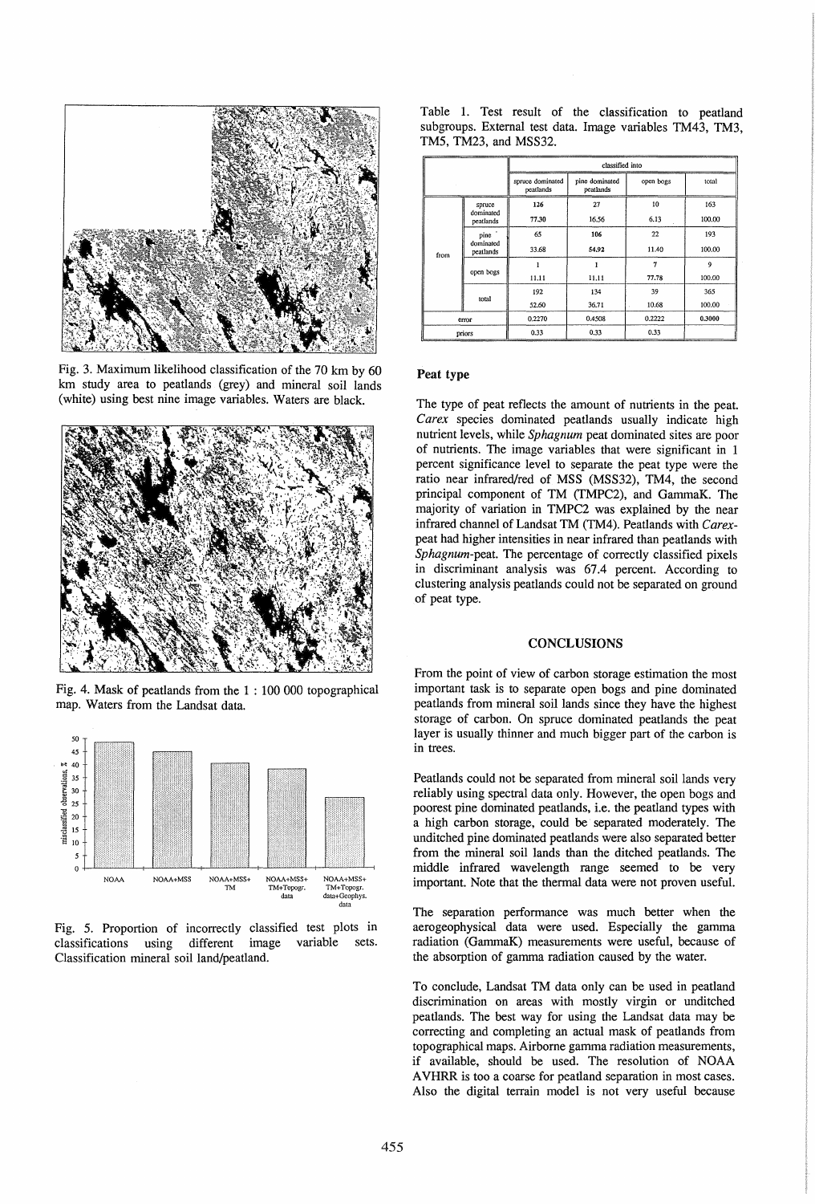Fig. 3. Maximum likelihood classification of the 70 km by 60 km study area to peatlands (grey) and mineral soil lands (white) using best nine image variables. Waters are black.

Fig. 4. Mask of peatlands from the 1 : 100 000 topographical map. Waters from the Landsat data.

Fig. 5. Proportion of incorrectly classified test plots in classifications using different image variable sets. Classification mineral soil land/peatland.

Table 1. Test result of the classification to peatland subgroups. External test data. Image variables TM43, TM3, TM5, TM23, and MSS32.

| | | classified into | | | |
|---|---|---|---|---|---|
| | | spruce dominated peatlands | pine dominated peatlands | open bogs | total |
| from | spruce dominated peatlands | 126 | 27 | 10 | 163 |
| | | 77.30 | 16.56 | 6.13 | 100.00 |
| | pine dominated peatlands | 65 | 106 | 22 | 193 |
| | | 33.68 | 54.92 | 11.40 | 100.00 |
| | open bogs | 1 | 1 | 7 | 9 |
| | | 11.11 | 11.11 | 77.78 | 100.00 |
| | total | 192 | 134 | 39 | 365 |
| | | 52.60 | 36.71 | 10.68 | 100.00 |
| error | | 0.2270 | 0.4508 | 0.2222 | 0.3000 |
| priors | | 0.33 | 0.33 | 0.33 | |

## Peat type

The type of peat reflects the amount of nutrients in the peat. *Carex* species dominated peatlands usually indicate high nutrient levels, while *Sphagnum* peat dominated sites are poor of nutrients. The image variables that were significant in 1 percent significance level to separate the peat type were the ratio near infrared/red of MSS (MSS32), TM4, the second principal component of TM (TMPC2), and GammaK. The majority of variation in TMPC2 was explained by the near infrared channel of Landsat TM (TM4). Peatlands with *Carex*-peat had higher intensities in near infrared than peatlands with *Sphagnum*-peat. The percentage of correctly classified pixels in discriminant analysis was 67.4 percent. According to clustering analysis peatlands could not be separated on ground of peat type.

## CONCLUSIONS

From the point of view of carbon storage estimation the most important task is to separate open bogs and pine dominated peatlands from mineral soil lands since they have the highest storage of carbon. On spruce dominated peatlands the peat layer is usually thinner and much bigger part of the carbon is in trees.

Peatlands could not be separated from mineral soil lands very reliably using spectral data only. However, the open bogs and poorest pine dominated peatlands, i.e. the peatland types with a high carbon storage, could be separated moderately. The unditched pine dominated peatlands were also separated better from the mineral soil lands than the ditched peatlands. The middle infrared wavelength range seemed to be very important. Note that the thermal data were not proven useful.

The separation performance was much better when the aerogeophysical data were used. Especially the gamma radiation (GammaK) measurements were useful, because of the absorption of gamma radiation caused by the water.

To conclude, Landsat TM data only can be used in peatland discrimination on areas with mostly virgin or unditched peatlands. The best way for using the Landsat data may be correcting and completing an actual mask of peatlands from topographical maps. Airborne gamma radiation measurements, if available, should be used. The resolution of NOAA AVHRR is too a coarse for peatland separation in most cases. Also the digital terrain model is not very useful because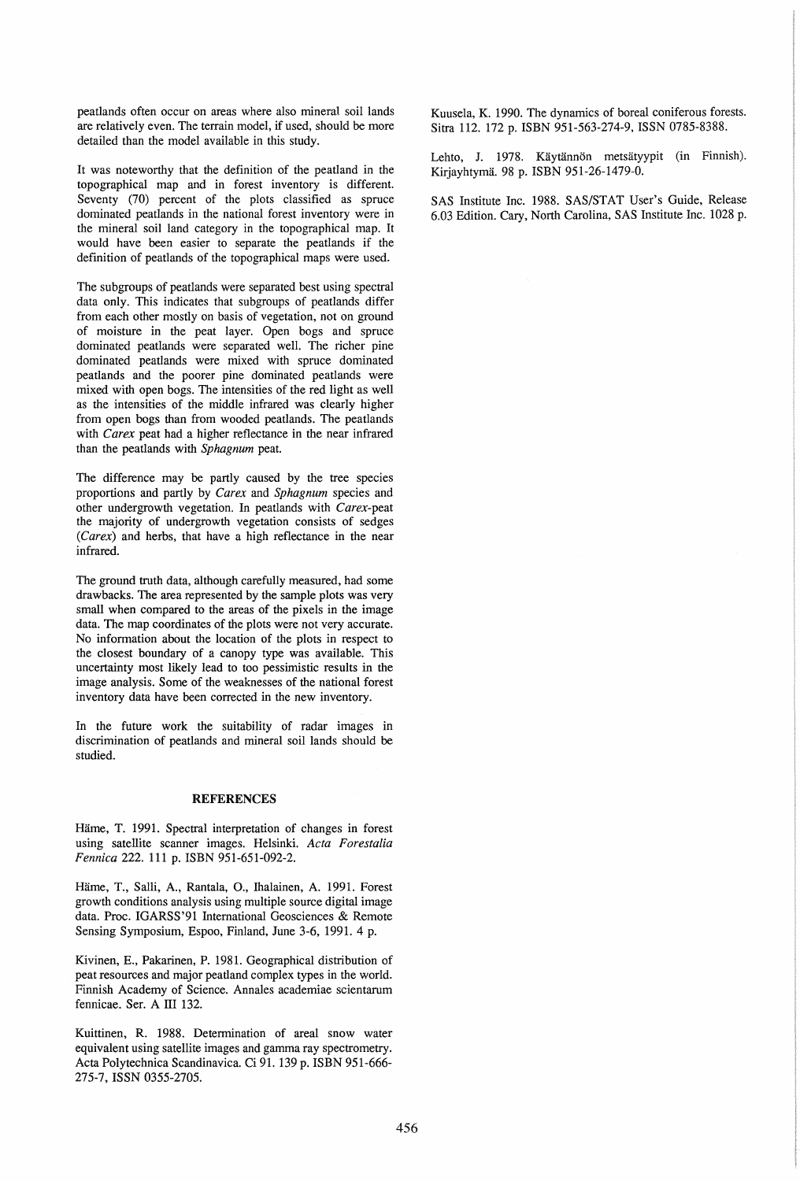peatlands often occur on areas where also mineral soil lands are relatively even. The terrain model, if used, should be more detailed than the model available in this study.

It was noteworthy that the definition of the peatland in the topographical map and in forest inventory is different. Seventy (70) percent of the plots classified as spruce dominated peatlands in the national forest inventory were in the mineral soil land category in the topographical map. It would have been easier to separate the peatlands if the definition of peatlands of the topographical maps were used.

The subgroups of peatlands were separated best using spectral data only. This indicates that subgroups of peatlands differ from each other mostly on basis of vegetation, not on ground of moisture in the peat layer. Open bogs and spruce dominated peatlands were separated well. The richer pine dominated peatlands were mixed with spruce dominated peatlands and the poorer pine dominated peatlands were mixed with open bogs. The intensities of the red light as well as the intensities of the middle infrared was clearly higher from open bogs than from wooded peatlands. The peatlands with *Carex* peat had a higher reflectance in the near infrared than the peatlands with *Sphagnum* peat.

The difference may be partly caused by the tree species proportions and partly by *Carex* and *Sphagnum* species and other undergrowth vegetation. In peatlands with *Carex*-peat the majority of undergrowth vegetation consists of sedges (*Carex*) and herbs, that have a high reflectance in the near infrared.

The ground truth data, although carefully measured, had some drawbacks. The area represented by the sample plots was very small when compared to the areas of the pixels in the image data. The map coordinates of the plots were not very accurate. No information about the location of the plots in respect to the closest boundary of a canopy type was available. This uncertainty most likely lead to too pessimistic results in the image analysis. Some of the weaknesses of the national forest inventory data have been corrected in the new inventory.

In the future work the suitability of radar images in discrimination of peatlands and mineral soil lands should be studied.

## REFERENCES

Häme, T. 1991. Spectral interpretation of changes in forest using satellite scanner images. Helsinki. *Acta Forestalia Fennica* 222. 111 p. ISBN 951-651-092-2.

Häme, T., Salli, A., Rantala, O., Ihalainen, A. 1991. Forest growth conditions analysis using multiple source digital image data. Proc. IGARSS'91 International Geosciences & Remote Sensing Symposium, Espoo, Finland, June 3-6, 1991. 4 p.

Kivinen, E., Pakarinen, P. 1981. Geographical distribution of peat resources and major peatland complex types in the world. Finnish Academy of Science. Annales academiae scientarum fennicae. Ser. A III 132.

Kuittinen, R. 1988. Determination of areal snow water equivalent using satellite images and gamma ray spectrometry. Acta Polytechnica Scandinavica. Ci 91. 139 p. ISBN 951-666-275-7, ISSN 0355-2705.

Kuusela, K. 1990. The dynamics of boreal coniferous forests. Sitra 112. 172 p. ISBN 951-563-274-9, ISSN 0785-8388.

Lehto, J. 1978. Käytännön metsätyypit (in Finnish). Kirjayhtymä. 98 p. ISBN 951-26-1479-0.

SAS Institute Inc. 1988. SAS/STAT User's Guide, Release 6.03 Edition. Cary, North Carolina, SAS Institute Inc. 1028 p.